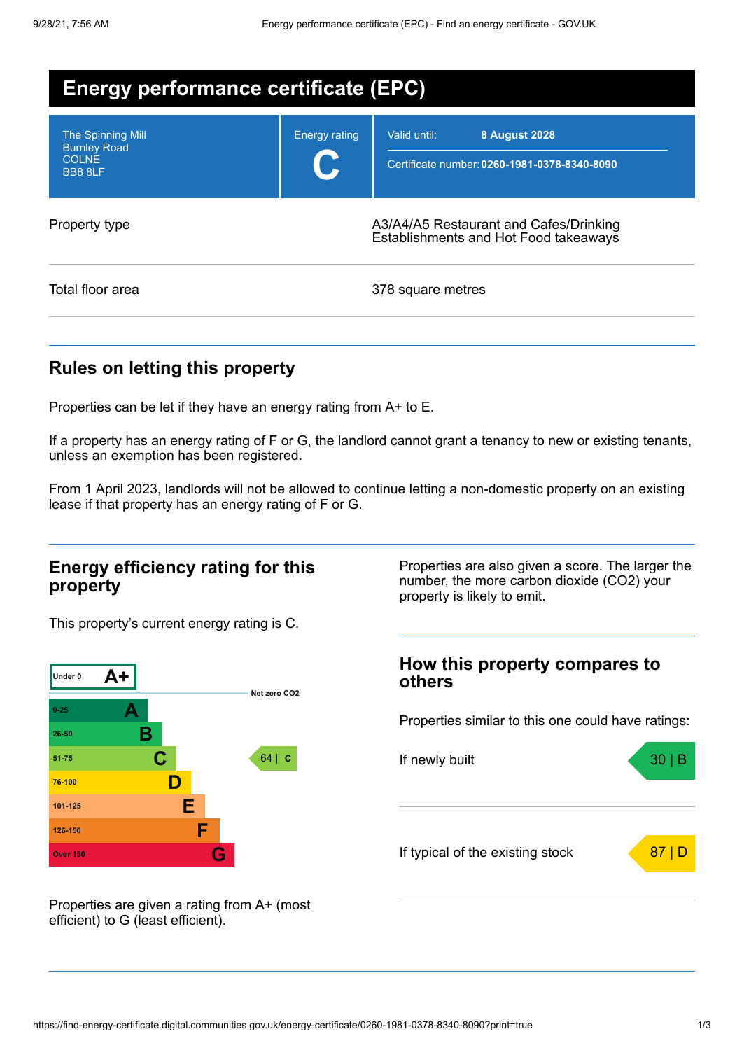# Energy performance certificate (EPC)

| The Spinning Mill<br>Burnley Road<br>COLNE<br>BB8 8LF | Energy rating<br>**C** | Valid until: **8 August 2028**<br>Certificate number: **0260-1981-0378-8340-8090** |
|---|---|---|

| | |
|---|---|
| Property type | A3/A4/A5 Restaurant and Cafes/Drinking Establishments and Hot Food takeaways |
| Total floor area | 378 square metres |

## Rules on letting this property

Properties can be let if they have an energy rating from A+ to E.

If a property has an energy rating of F or G, the landlord cannot grant a tenancy to new or existing tenants, unless an exemption has been registered.

From 1 April 2023, landlords will not be allowed to continue letting a non-domestic property on an existing lease if that property has an energy rating of F or G.

## Energy efficiency rating for this property

This property's current energy rating is C.

| Score | Rating |
|---|---|
| Under 0 | A+ |
| 0-25 | A |
| 26-50 | B |
| 51-75 | C |
| 76-100 | D |
| 101-125 | E |
| 126-150 | F |
| Over 150 | G |

Net zero CO2

This property: 64 | C

Properties are given a rating from A+ (most efficient) to G (least efficient).

Properties are also given a score. The larger the number, the more carbon dioxide (CO2) your property is likely to emit.

## How this property compares to others

Properties similar to this one could have ratings:

| | |
|---|---|
| If newly built | 30 \| B |
| If typical of the existing stock | 87 \| D |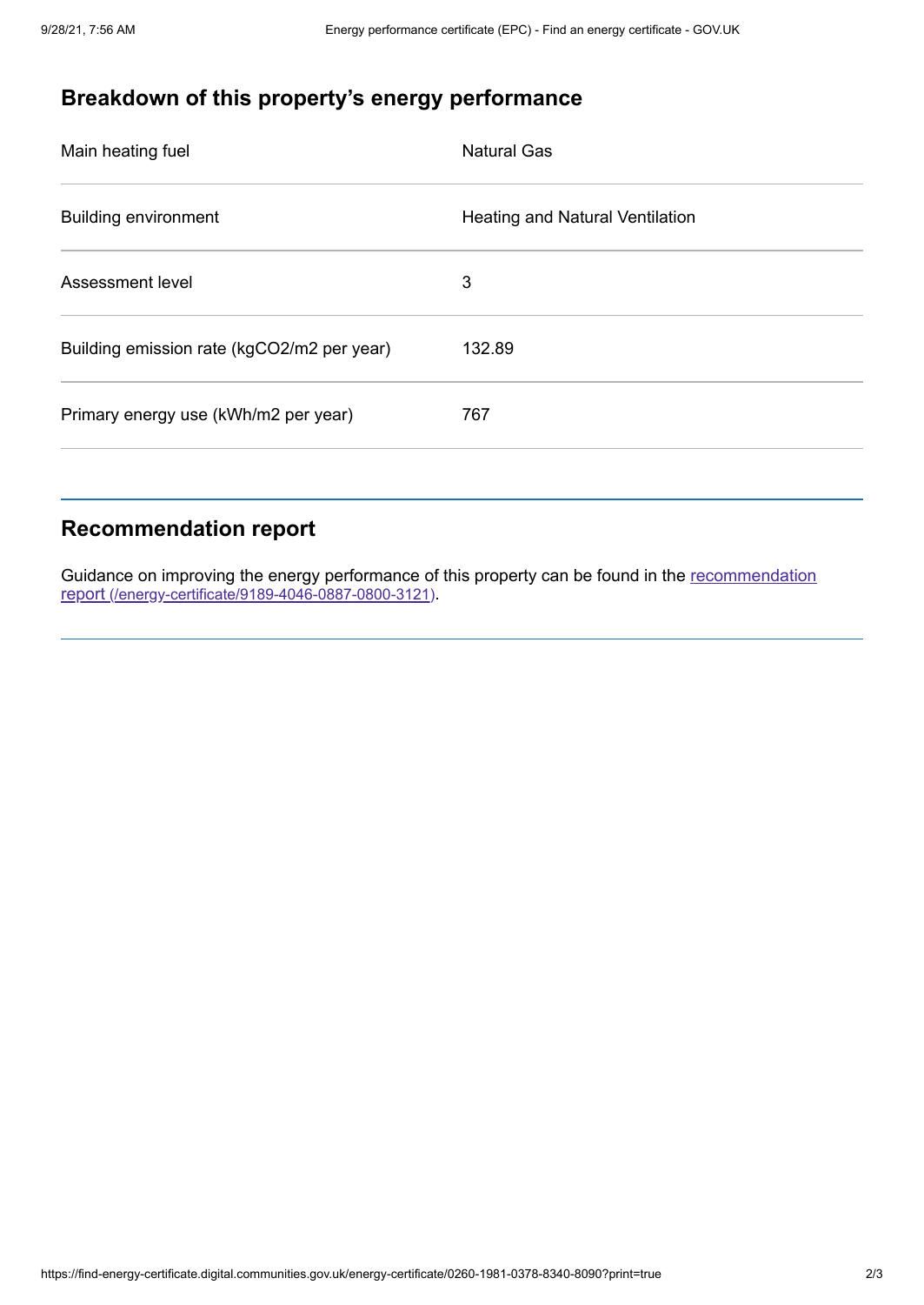## Breakdown of this property's energy performance

| | |
|---|---|
| Main heating fuel | Natural Gas |
| Building environment | Heating and Natural Ventilation |
| Assessment level | 3 |
| Building emission rate (kgCO2/m2 per year) | 132.89 |
| Primary energy use (kWh/m2 per year) | 767 |

## Recommendation report

Guidance on improving the energy performance of this property can be found in the [recommendation report (/energy-certificate/9189-4046-0887-0800-3121)](/energy-certificate/9189-4046-0887-0800-3121).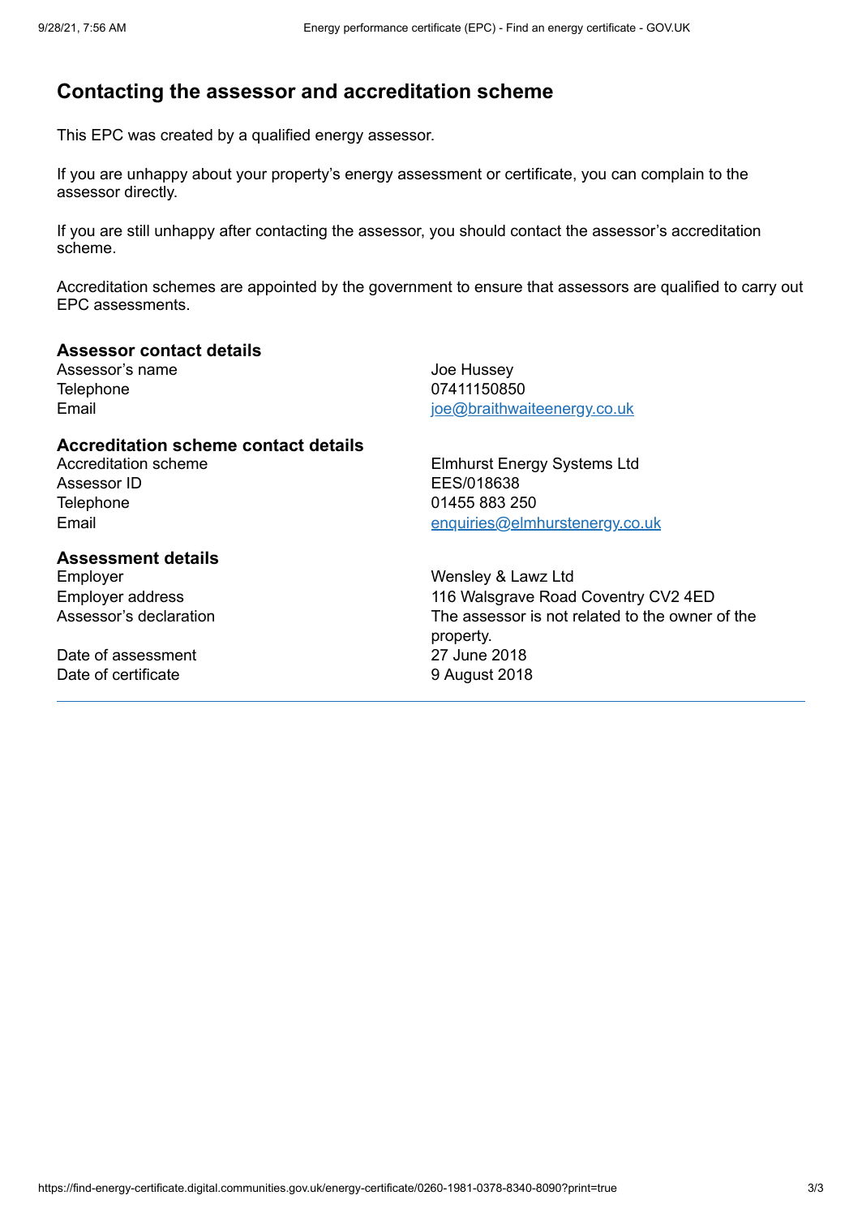## Contacting the assessor and accreditation scheme

This EPC was created by a qualified energy assessor.

If you are unhappy about your property's energy assessment or certificate, you can complain to the assessor directly.

If you are still unhappy after contacting the assessor, you should contact the assessor's accreditation scheme.

Accreditation schemes are appointed by the government to ensure that assessors are qualified to carry out EPC assessments.

### Assessor contact details

| | |
|---|---|
| Assessor's name | Joe Hussey |
| Telephone | 07411150850 |
| Email | joe@braithwaiteenergy.co.uk |

### Accreditation scheme contact details

| | |
|---|---|
| Accreditation scheme | Elmhurst Energy Systems Ltd |
| Assessor ID | EES/018638 |
| Telephone | 01455 883 250 |
| Email | enquiries@elmhurstenergy.co.uk |

### Assessment details

| | |
|---|---|
| Employer | Wensley & Lawz Ltd |
| Employer address | 116 Walsgrave Road Coventry CV2 4ED |
| Assessor's declaration | The assessor is not related to the owner of the property. |
| Date of assessment | 27 June 2018 |
| Date of certificate | 9 August 2018 |